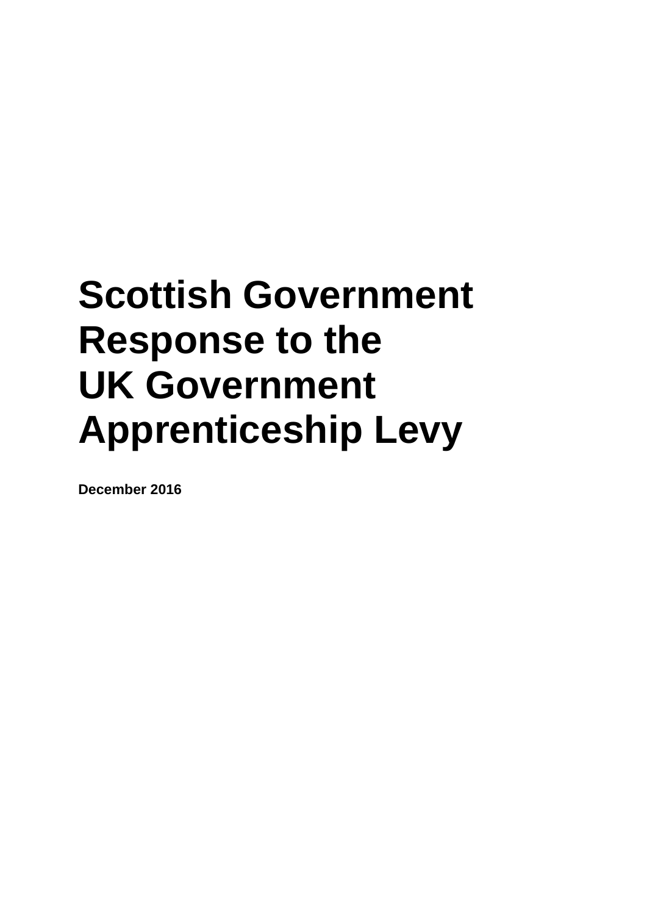# Scottish Government Response to the UK Government Apprenticeship Levy

**December 2016**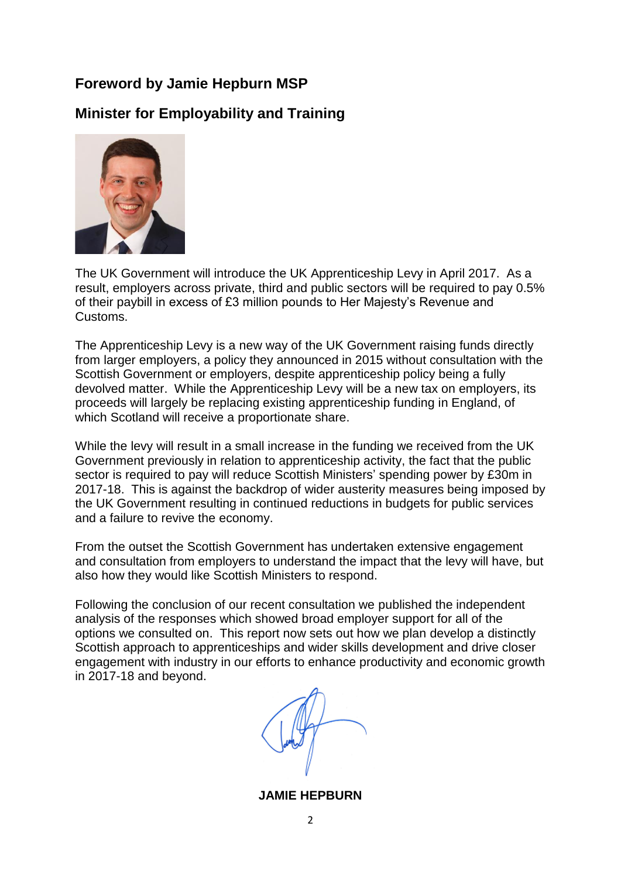## Foreword by Jamie Hepburn MSP

## Minister for Employability and Training

The UK Government will introduce the UK Apprenticeship Levy in April 2017. As a result, employers across private, third and public sectors will be required to pay 0.5% of their paybill in excess of £3 million pounds to Her Majesty's Revenue and Customs.

The Apprenticeship Levy is a new way of the UK Government raising funds directly from larger employers, a policy they announced in 2015 without consultation with the Scottish Government or employers, despite apprenticeship policy being a fully devolved matter. While the Apprenticeship Levy will be a new tax on employers, its proceeds will largely be replacing existing apprenticeship funding in England, of which Scotland will receive a proportionate share.

While the levy will result in a small increase in the funding we received from the UK Government previously in relation to apprenticeship activity, the fact that the public sector is required to pay will reduce Scottish Ministers' spending power by £30m in 2017-18. This is against the backdrop of wider austerity measures being imposed by the UK Government resulting in continued reductions in budgets for public services and a failure to revive the economy.

From the outset the Scottish Government has undertaken extensive engagement and consultation from employers to understand the impact that the levy will have, but also how they would like Scottish Ministers to respond.

Following the conclusion of our recent consultation we published the independent analysis of the responses which showed broad employer support for all of the options we consulted on. This report now sets out how we plan develop a distinctly Scottish approach to apprenticeships and wider skills development and drive closer engagement with industry in our efforts to enhance productivity and economic growth in 2017-18 and beyond.

**JAMIE HEPBURN**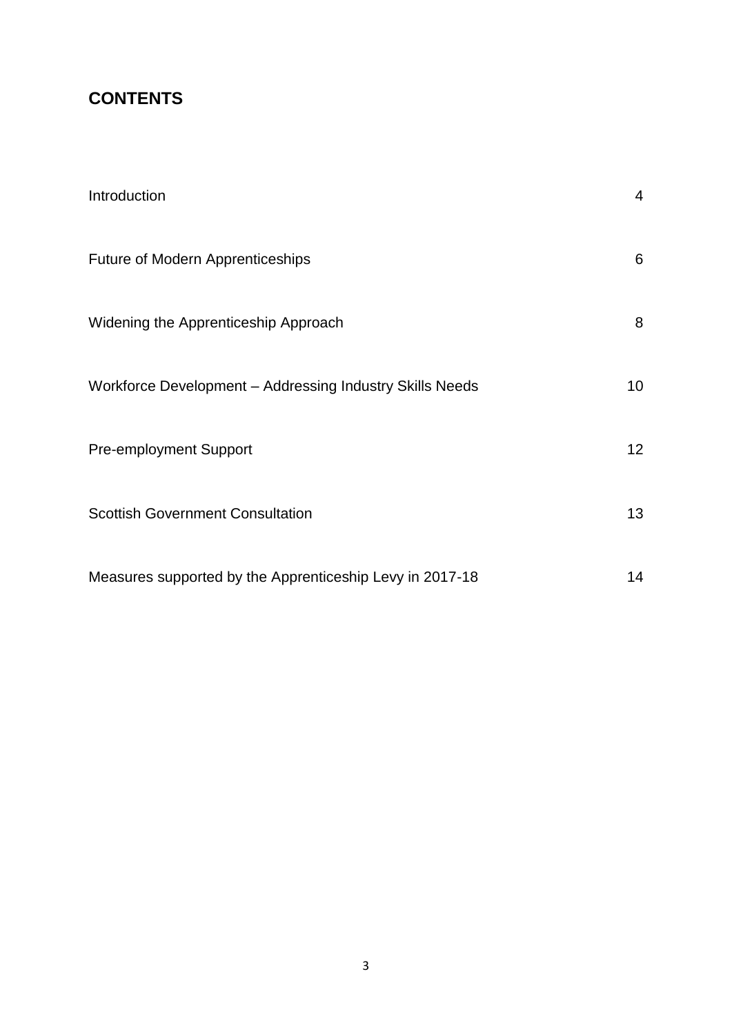## CONTENTS

| | |
|---|---|
| Introduction | 4 |
| Future of Modern Apprenticeships | 6 |
| Widening the Apprenticeship Approach | 8 |
| Workforce Development – Addressing Industry Skills Needs | 10 |
| Pre-employment Support | 12 |
| Scottish Government Consultation | 13 |
| Measures supported by the Apprenticeship Levy in 2017-18 | 14 |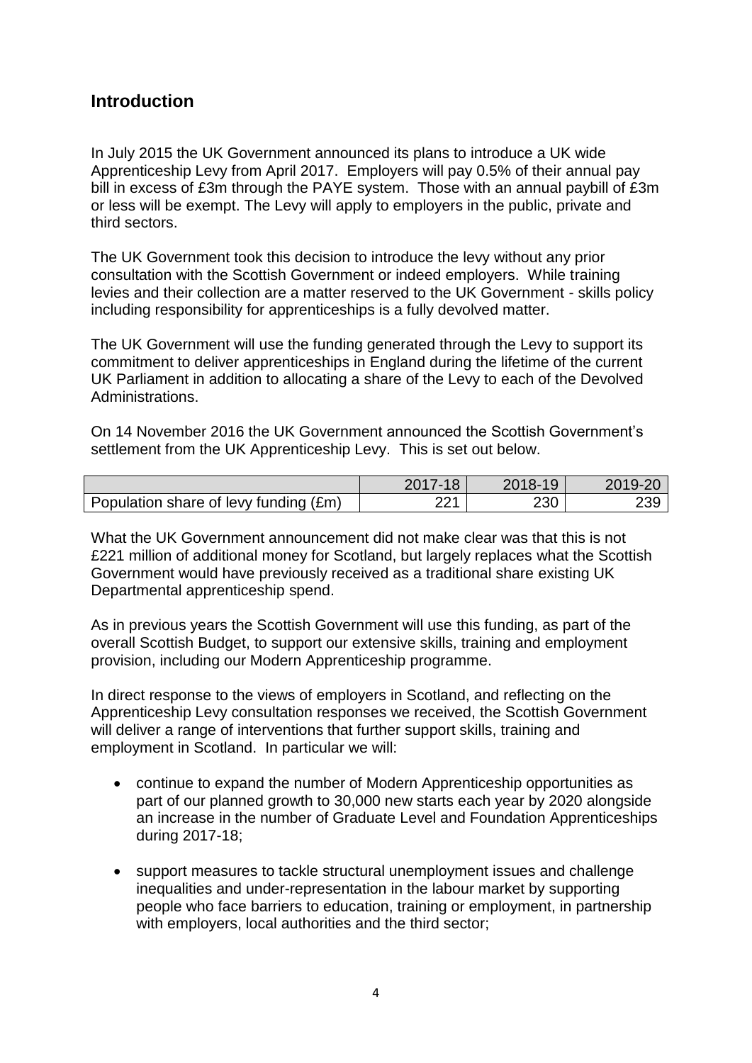## Introduction

In July 2015 the UK Government announced its plans to introduce a UK wide Apprenticeship Levy from April 2017. Employers will pay 0.5% of their annual pay bill in excess of £3m through the PAYE system. Those with an annual paybill of £3m or less will be exempt. The Levy will apply to employers in the public, private and third sectors.

The UK Government took this decision to introduce the levy without any prior consultation with the Scottish Government or indeed employers. While training levies and their collection are a matter reserved to the UK Government - skills policy including responsibility for apprenticeships is a fully devolved matter.

The UK Government will use the funding generated through the Levy to support its commitment to deliver apprenticeships in England during the lifetime of the current UK Parliament in addition to allocating a share of the Levy to each of the Devolved Administrations.

On 14 November 2016 the UK Government announced the Scottish Government's settlement from the UK Apprenticeship Levy. This is set out below.

| | 2017-18 | 2018-19 | 2019-20 |
|---|---|---|---|
| Population share of levy funding (£m) | 221 | 230 | 239 |

What the UK Government announcement did not make clear was that this is not £221 million of additional money for Scotland, but largely replaces what the Scottish Government would have previously received as a traditional share existing UK Departmental apprenticeship spend.

As in previous years the Scottish Government will use this funding, as part of the overall Scottish Budget, to support our extensive skills, training and employment provision, including our Modern Apprenticeship programme.

In direct response to the views of employers in Scotland, and reflecting on the Apprenticeship Levy consultation responses we received, the Scottish Government will deliver a range of interventions that further support skills, training and employment in Scotland. In particular we will:

- continue to expand the number of Modern Apprenticeship opportunities as part of our planned growth to 30,000 new starts each year by 2020 alongside an increase in the number of Graduate Level and Foundation Apprenticeships during 2017-18;

- support measures to tackle structural unemployment issues and challenge inequalities and under-representation in the labour market by supporting people who face barriers to education, training or employment, in partnership with employers, local authorities and the third sector;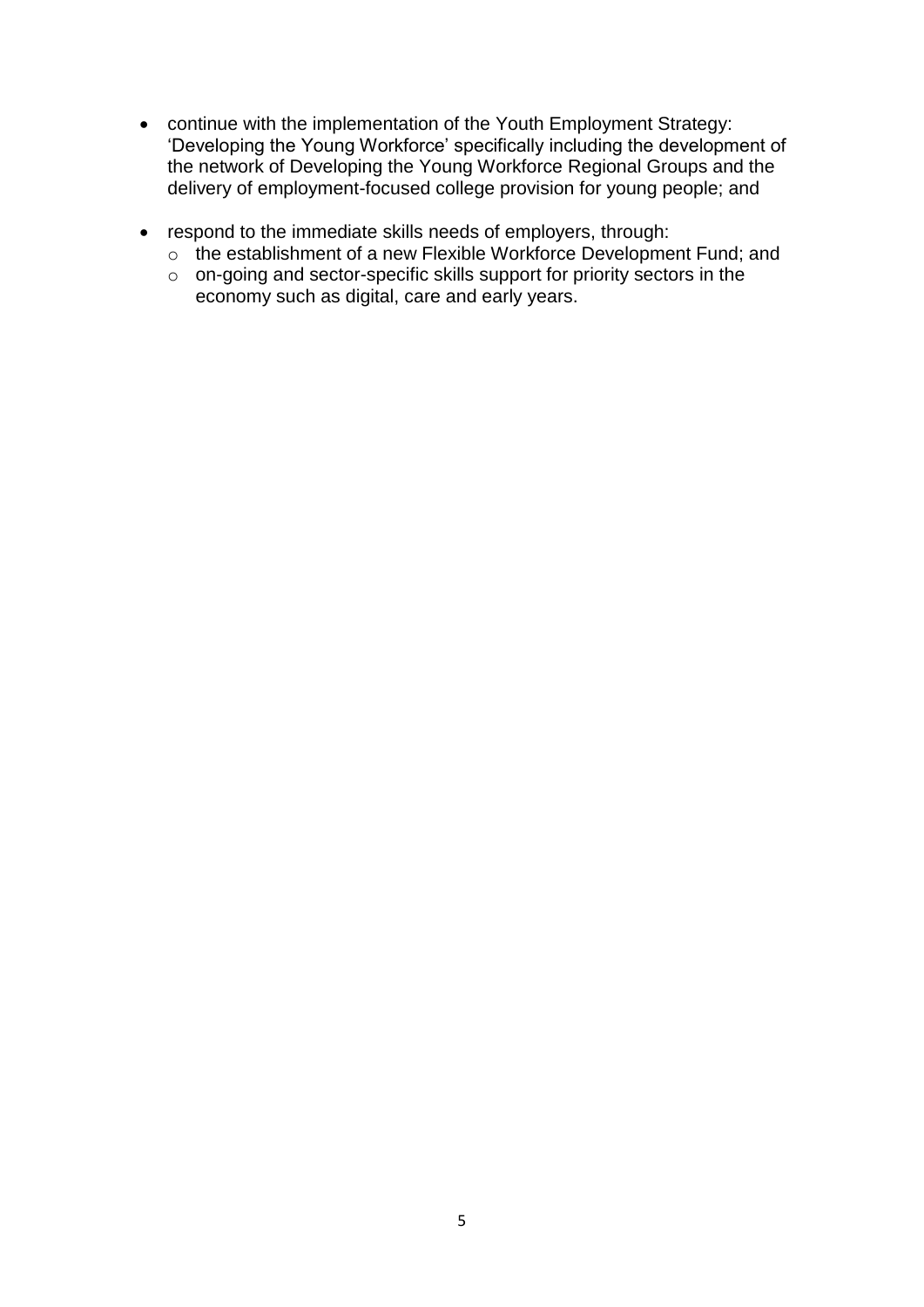- continue with the implementation of the Youth Employment Strategy: 'Developing the Young Workforce' specifically including the development of the network of Developing the Young Workforce Regional Groups and the delivery of employment-focused college provision for young people; and

- respond to the immediate skills needs of employers, through:
  - the establishment of a new Flexible Workforce Development Fund; and
  - on-going and sector-specific skills support for priority sectors in the economy such as digital, care and early years.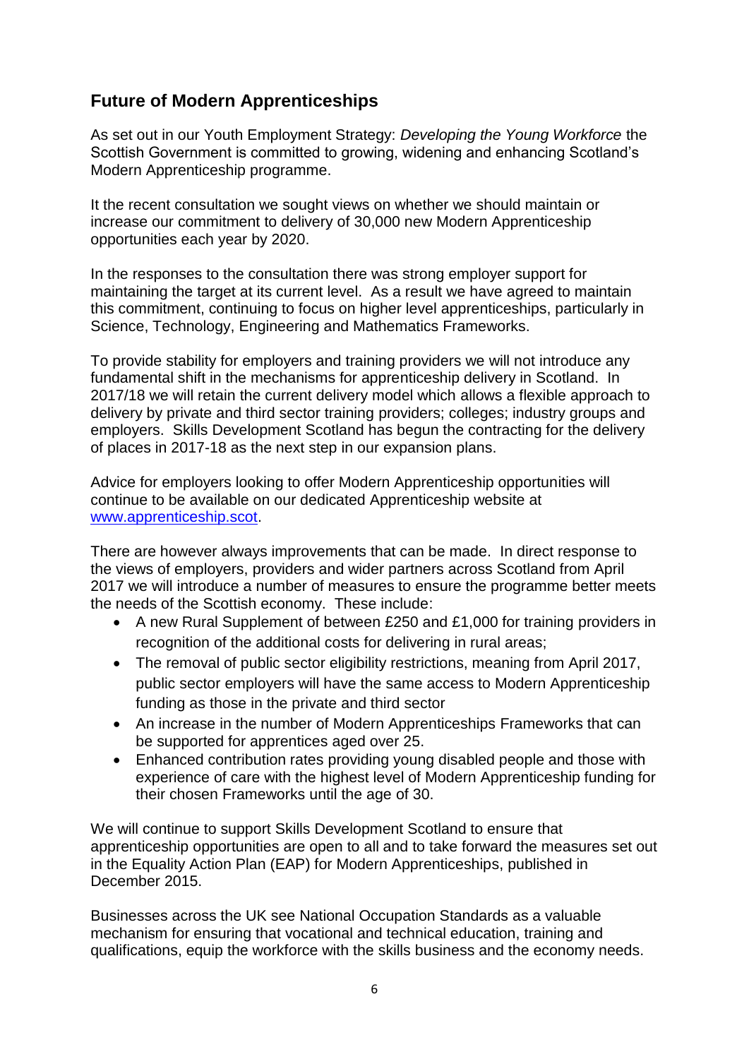## Future of Modern Apprenticeships

As set out in our Youth Employment Strategy: *Developing the Young Workforce* the Scottish Government is committed to growing, widening and enhancing Scotland's Modern Apprenticeship programme.

It the recent consultation we sought views on whether we should maintain or increase our commitment to delivery of 30,000 new Modern Apprenticeship opportunities each year by 2020.

In the responses to the consultation there was strong employer support for maintaining the target at its current level. As a result we have agreed to maintain this commitment, continuing to focus on higher level apprenticeships, particularly in Science, Technology, Engineering and Mathematics Frameworks.

To provide stability for employers and training providers we will not introduce any fundamental shift in the mechanisms for apprenticeship delivery in Scotland. In 2017/18 we will retain the current delivery model which allows a flexible approach to delivery by private and third sector training providers; colleges; industry groups and employers. Skills Development Scotland has begun the contracting for the delivery of places in 2017-18 as the next step in our expansion plans.

Advice for employers looking to offer Modern Apprenticeship opportunities will continue to be available on our dedicated Apprenticeship website at [www.apprenticeship.scot](http://www.apprenticeship.scot).

There are however always improvements that can be made. In direct response to the views of employers, providers and wider partners across Scotland from April 2017 we will introduce a number of measures to ensure the programme better meets the needs of the Scottish economy. These include:

- A new Rural Supplement of between £250 and £1,000 for training providers in recognition of the additional costs for delivering in rural areas;
- The removal of public sector eligibility restrictions, meaning from April 2017, public sector employers will have the same access to Modern Apprenticeship funding as those in the private and third sector
- An increase in the number of Modern Apprenticeships Frameworks that can be supported for apprentices aged over 25.
- Enhanced contribution rates providing young disabled people and those with experience of care with the highest level of Modern Apprenticeship funding for their chosen Frameworks until the age of 30.

We will continue to support Skills Development Scotland to ensure that apprenticeship opportunities are open to all and to take forward the measures set out in the Equality Action Plan (EAP) for Modern Apprenticeships, published in December 2015.

Businesses across the UK see National Occupation Standards as a valuable mechanism for ensuring that vocational and technical education, training and qualifications, equip the workforce with the skills business and the economy needs.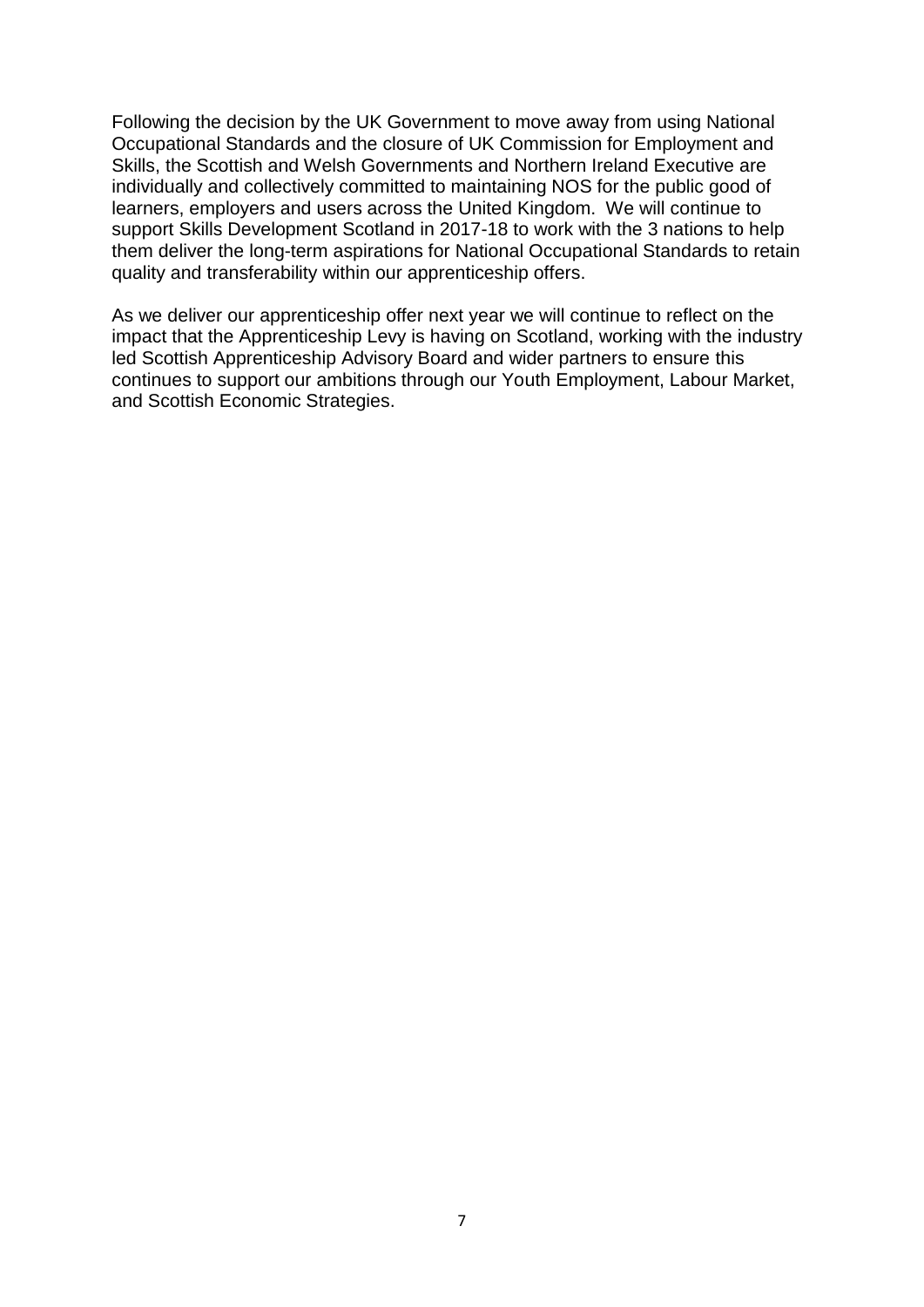Following the decision by the UK Government to move away from using National Occupational Standards and the closure of UK Commission for Employment and Skills, the Scottish and Welsh Governments and Northern Ireland Executive are individually and collectively committed to maintaining NOS for the public good of learners, employers and users across the United Kingdom. We will continue to support Skills Development Scotland in 2017-18 to work with the 3 nations to help them deliver the long-term aspirations for National Occupational Standards to retain quality and transferability within our apprenticeship offers.

As we deliver our apprenticeship offer next year we will continue to reflect on the impact that the Apprenticeship Levy is having on Scotland, working with the industry led Scottish Apprenticeship Advisory Board and wider partners to ensure this continues to support our ambitions through our Youth Employment, Labour Market, and Scottish Economic Strategies.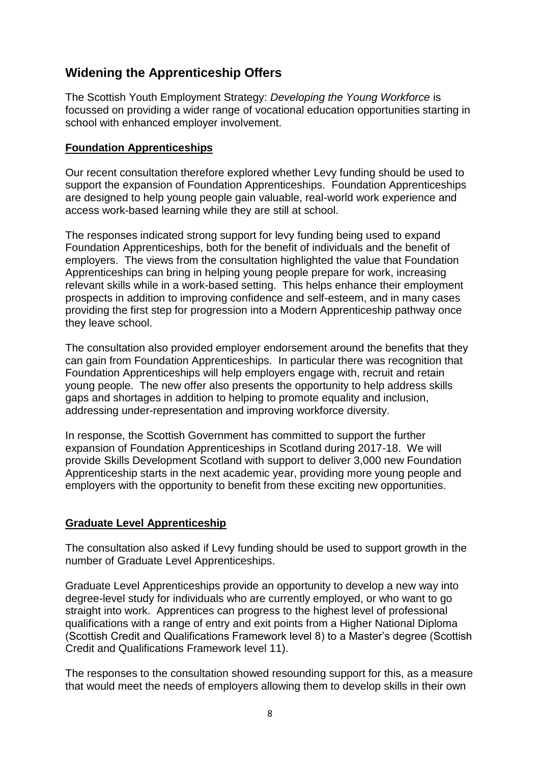## Widening the Apprenticeship Offers

The Scottish Youth Employment Strategy: *Developing the Young Workforce* is focussed on providing a wider range of vocational education opportunities starting in school with enhanced employer involvement.

### Foundation Apprenticeships

Our recent consultation therefore explored whether Levy funding should be used to support the expansion of Foundation Apprenticeships. Foundation Apprenticeships are designed to help young people gain valuable, real-world work experience and access work-based learning while they are still at school.

The responses indicated strong support for levy funding being used to expand Foundation Apprenticeships, both for the benefit of individuals and the benefit of employers. The views from the consultation highlighted the value that Foundation Apprenticeships can bring in helping young people prepare for work, increasing relevant skills while in a work-based setting. This helps enhance their employment prospects in addition to improving confidence and self-esteem, and in many cases providing the first step for progression into a Modern Apprenticeship pathway once they leave school.

The consultation also provided employer endorsement around the benefits that they can gain from Foundation Apprenticeships. In particular there was recognition that Foundation Apprenticeships will help employers engage with, recruit and retain young people. The new offer also presents the opportunity to help address skills gaps and shortages in addition to helping to promote equality and inclusion, addressing under-representation and improving workforce diversity.

In response, the Scottish Government has committed to support the further expansion of Foundation Apprenticeships in Scotland during 2017-18. We will provide Skills Development Scotland with support to deliver 3,000 new Foundation Apprenticeship starts in the next academic year, providing more young people and employers with the opportunity to benefit from these exciting new opportunities.

### Graduate Level Apprenticeship

The consultation also asked if Levy funding should be used to support growth in the number of Graduate Level Apprenticeships.

Graduate Level Apprenticeships provide an opportunity to develop a new way into degree-level study for individuals who are currently employed, or who want to go straight into work. Apprentices can progress to the highest level of professional qualifications with a range of entry and exit points from a Higher National Diploma (Scottish Credit and Qualifications Framework level 8) to a Master's degree (Scottish Credit and Qualifications Framework level 11).

The responses to the consultation showed resounding support for this, as a measure that would meet the needs of employers allowing them to develop skills in their own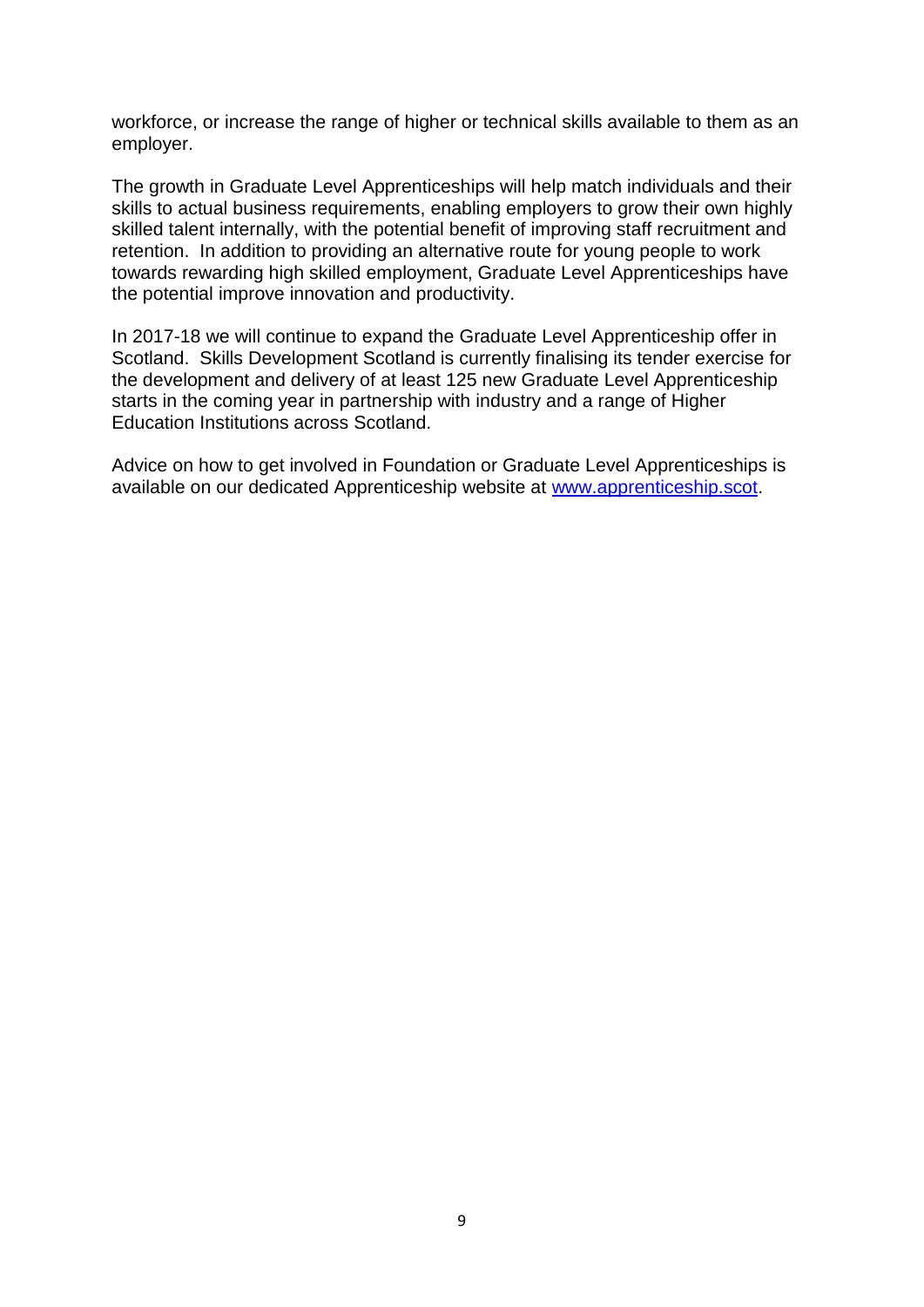workforce, or increase the range of higher or technical skills available to them as an employer.

The growth in Graduate Level Apprenticeships will help match individuals and their skills to actual business requirements, enabling employers to grow their own highly skilled talent internally, with the potential benefit of improving staff recruitment and retention. In addition to providing an alternative route for young people to work towards rewarding high skilled employment, Graduate Level Apprenticeships have the potential improve innovation and productivity.

In 2017-18 we will continue to expand the Graduate Level Apprenticeship offer in Scotland. Skills Development Scotland is currently finalising its tender exercise for the development and delivery of at least 125 new Graduate Level Apprenticeship starts in the coming year in partnership with industry and a range of Higher Education Institutions across Scotland.

Advice on how to get involved in Foundation or Graduate Level Apprenticeships is available on our dedicated Apprenticeship website at [www.apprenticeship.scot](http://www.apprenticeship.scot).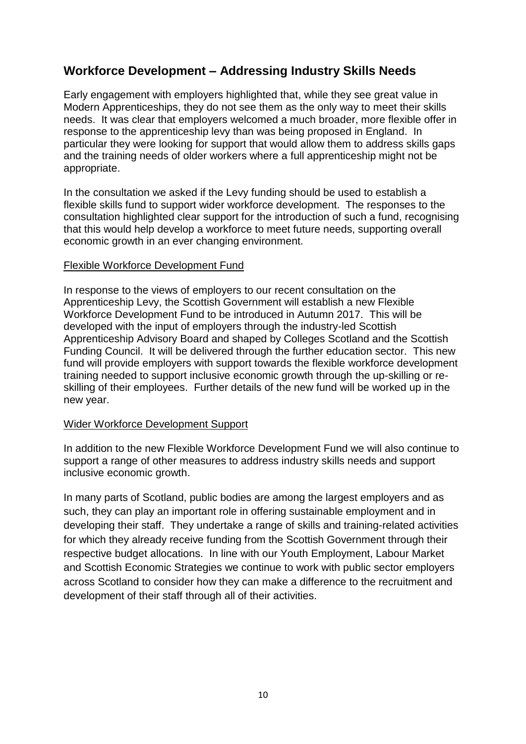## Workforce Development – Addressing Industry Skills Needs

Early engagement with employers highlighted that, while they see great value in Modern Apprenticeships, they do not see them as the only way to meet their skills needs. It was clear that employers welcomed a much broader, more flexible offer in response to the apprenticeship levy than was being proposed in England. In particular they were looking for support that would allow them to address skills gaps and the training needs of older workers where a full apprenticeship might not be appropriate.

In the consultation we asked if the Levy funding should be used to establish a flexible skills fund to support wider workforce development. The responses to the consultation highlighted clear support for the introduction of such a fund, recognising that this would help develop a workforce to meet future needs, supporting overall economic growth in an ever changing environment.

### Flexible Workforce Development Fund

In response to the views of employers to our recent consultation on the Apprenticeship Levy, the Scottish Government will establish a new Flexible Workforce Development Fund to be introduced in Autumn 2017. This will be developed with the input of employers through the industry-led Scottish Apprenticeship Advisory Board and shaped by Colleges Scotland and the Scottish Funding Council. It will be delivered through the further education sector. This new fund will provide employers with support towards the flexible workforce development training needed to support inclusive economic growth through the up-skilling or re-skilling of their employees. Further details of the new fund will be worked up in the new year.

### Wider Workforce Development Support

In addition to the new Flexible Workforce Development Fund we will also continue to support a range of other measures to address industry skills needs and support inclusive economic growth.

In many parts of Scotland, public bodies are among the largest employers and as such, they can play an important role in offering sustainable employment and in developing their staff. They undertake a range of skills and training-related activities for which they already receive funding from the Scottish Government through their respective budget allocations. In line with our Youth Employment, Labour Market and Scottish Economic Strategies we continue to work with public sector employers across Scotland to consider how they can make a difference to the recruitment and development of their staff through all of their activities.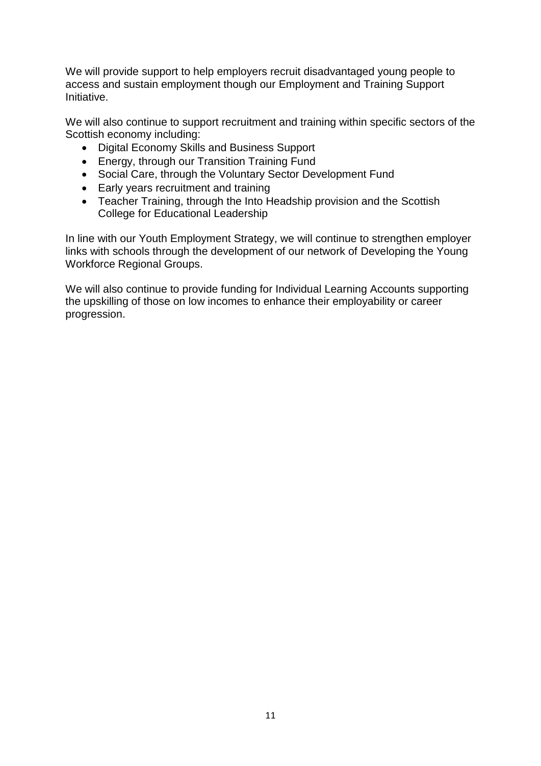We will provide support to help employers recruit disadvantaged young people to access and sustain employment though our Employment and Training Support Initiative.

We will also continue to support recruitment and training within specific sectors of the Scottish economy including:

- Digital Economy Skills and Business Support
- Energy, through our Transition Training Fund
- Social Care, through the Voluntary Sector Development Fund
- Early years recruitment and training
- Teacher Training, through the Into Headship provision and the Scottish College for Educational Leadership

In line with our Youth Employment Strategy, we will continue to strengthen employer links with schools through the development of our network of Developing the Young Workforce Regional Groups.

We will also continue to provide funding for Individual Learning Accounts supporting the upskilling of those on low incomes to enhance their employability or career progression.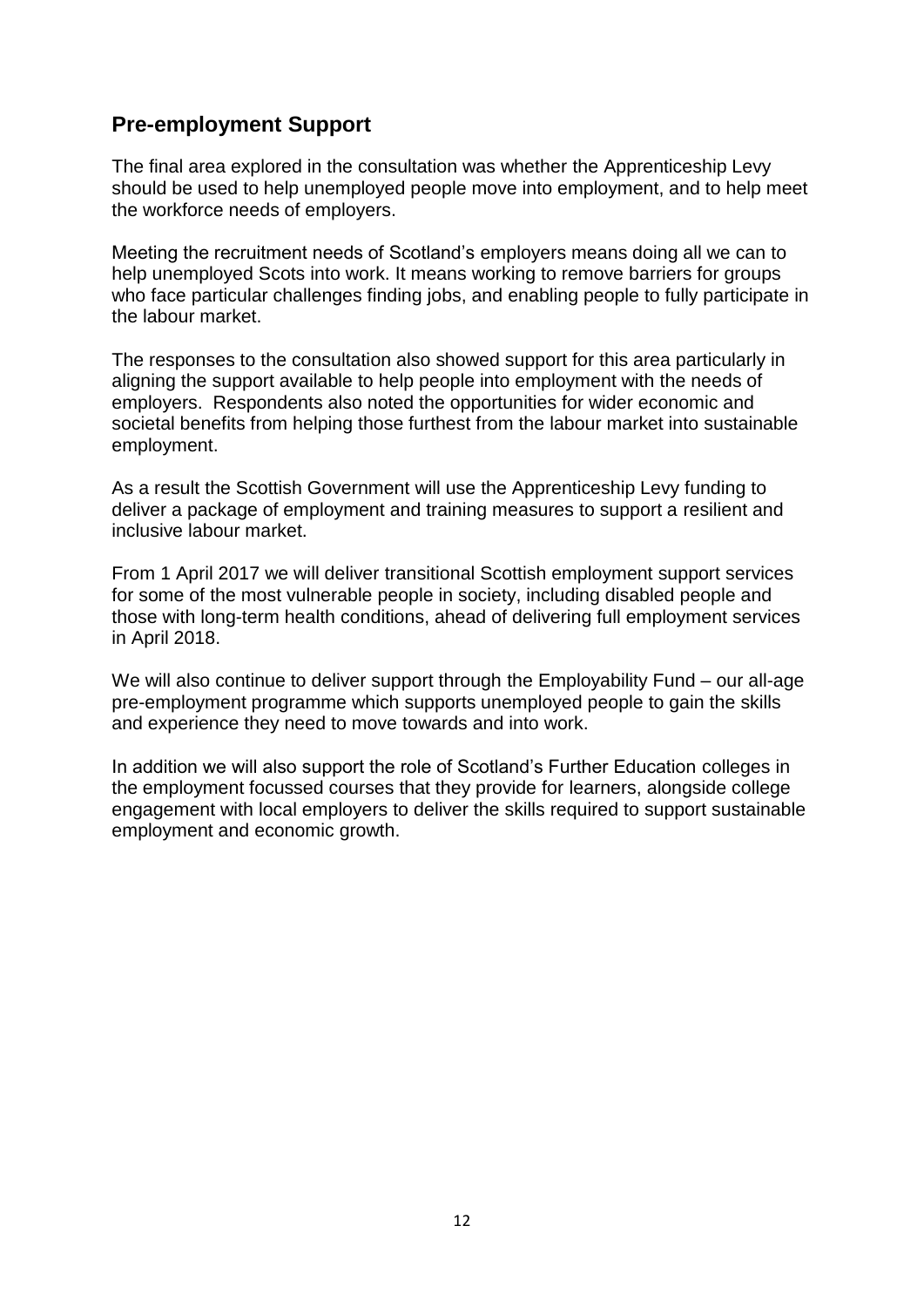## Pre-employment Support

The final area explored in the consultation was whether the Apprenticeship Levy should be used to help unemployed people move into employment, and to help meet the workforce needs of employers.

Meeting the recruitment needs of Scotland's employers means doing all we can to help unemployed Scots into work. It means working to remove barriers for groups who face particular challenges finding jobs, and enabling people to fully participate in the labour market.

The responses to the consultation also showed support for this area particularly in aligning the support available to help people into employment with the needs of employers. Respondents also noted the opportunities for wider economic and societal benefits from helping those furthest from the labour market into sustainable employment.

As a result the Scottish Government will use the Apprenticeship Levy funding to deliver a package of employment and training measures to support a resilient and inclusive labour market.

From 1 April 2017 we will deliver transitional Scottish employment support services for some of the most vulnerable people in society, including disabled people and those with long-term health conditions, ahead of delivering full employment services in April 2018.

We will also continue to deliver support through the Employability Fund – our all-age pre-employment programme which supports unemployed people to gain the skills and experience they need to move towards and into work.

In addition we will also support the role of Scotland's Further Education colleges in the employment focussed courses that they provide for learners, alongside college engagement with local employers to deliver the skills required to support sustainable employment and economic growth.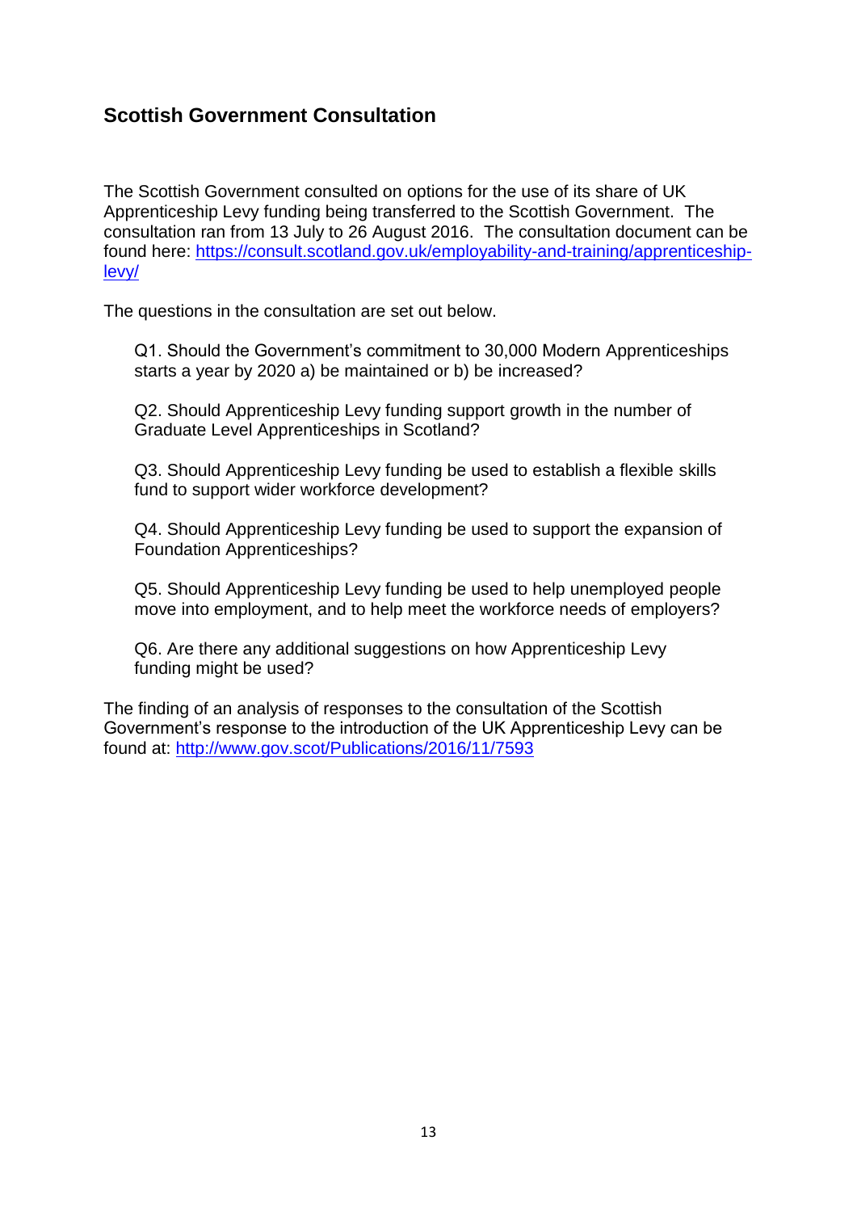## Scottish Government Consultation

The Scottish Government consulted on options for the use of its share of UK Apprenticeship Levy funding being transferred to the Scottish Government. The consultation ran from 13 July to 26 August 2016. The consultation document can be found here: [https://consult.scotland.gov.uk/employability-and-training/apprenticeship-levy/](https://consult.scotland.gov.uk/employability-and-training/apprenticeship-levy/)

The questions in the consultation are set out below.

> Q1. Should the Government's commitment to 30,000 Modern Apprenticeships starts a year by 2020 a) be maintained or b) be increased?
>
> Q2. Should Apprenticeship Levy funding support growth in the number of Graduate Level Apprenticeships in Scotland?
>
> Q3. Should Apprenticeship Levy funding be used to establish a flexible skills fund to support wider workforce development?
>
> Q4. Should Apprenticeship Levy funding be used to support the expansion of Foundation Apprenticeships?
>
> Q5. Should Apprenticeship Levy funding be used to help unemployed people move into employment, and to help meet the workforce needs of employers?
>
> Q6. Are there any additional suggestions on how Apprenticeship Levy funding might be used?

The finding of an analysis of responses to the consultation of the Scottish Government's response to the introduction of the UK Apprenticeship Levy can be found at: [http://www.gov.scot/Publications/2016/11/7593](http://www.gov.scot/Publications/2016/11/7593)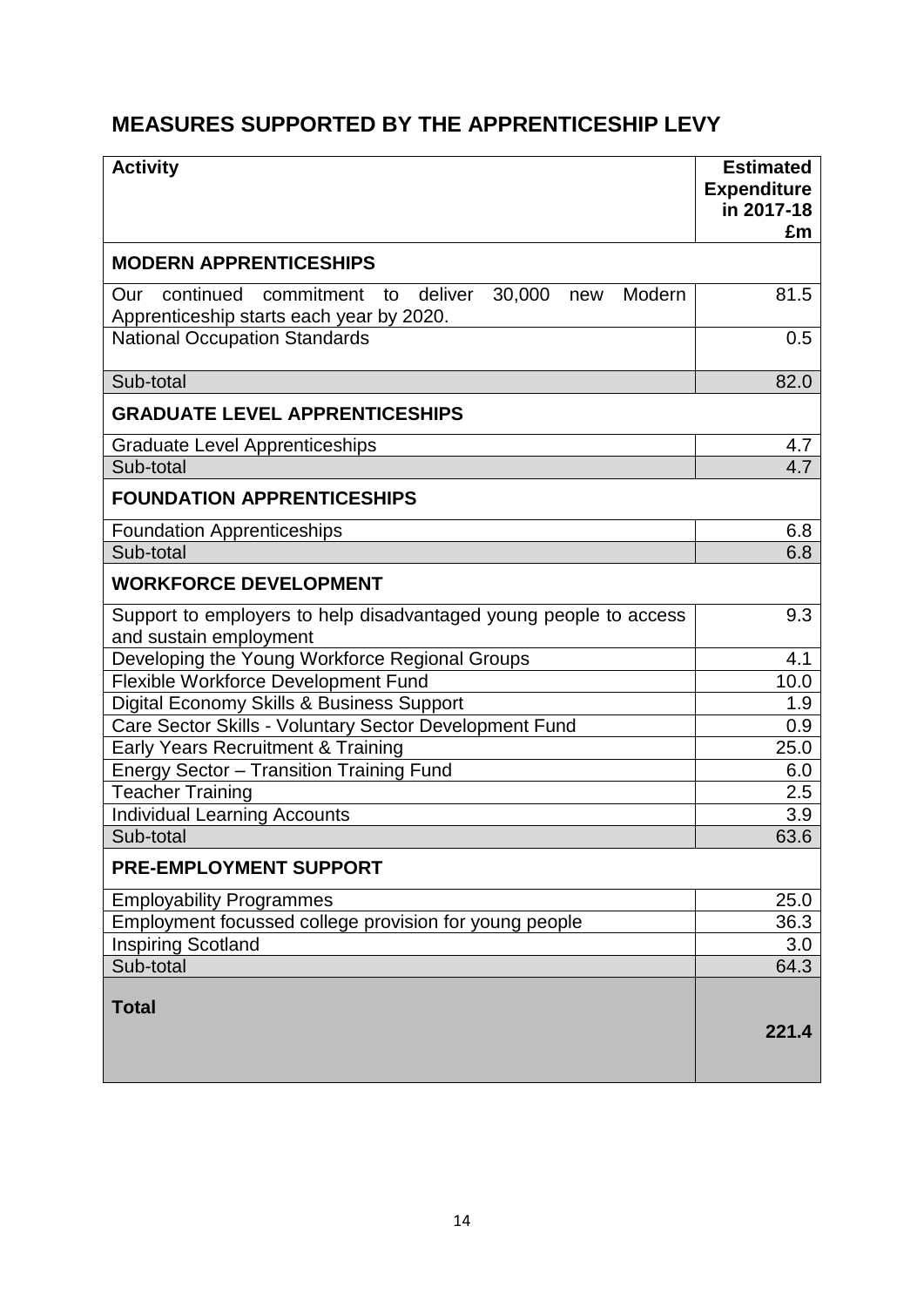## MEASURES SUPPORTED BY THE APPRENTICESHIP LEVY

| Activity | Estimated Expenditure in 2017-18 £m |
|---|---|
| **MODERN APPRENTICESHIPS** | |
| Our continued commitment to deliver 30,000 new Modern Apprenticeship starts each year by 2020. | 81.5 |
| National Occupation Standards | 0.5 |
| Sub-total | 82.0 |
| **GRADUATE LEVEL APPRENTICESHIPS** | |
| Graduate Level Apprenticeships | 4.7 |
| Sub-total | 4.7 |
| **FOUNDATION APPRENTICESHIPS** | |
| Foundation Apprenticeships | 6.8 |
| Sub-total | 6.8 |
| **WORKFORCE DEVELOPMENT** | |
| Support to employers to help disadvantaged young people to access and sustain employment | 9.3 |
| Developing the Young Workforce Regional Groups | 4.1 |
| Flexible Workforce Development Fund | 10.0 |
| Digital Economy Skills & Business Support | 1.9 |
| Care Sector Skills - Voluntary Sector Development Fund | 0.9 |
| Early Years Recruitment & Training | 25.0 |
| Energy Sector – Transition Training Fund | 6.0 |
| Teacher Training | 2.5 |
| Individual Learning Accounts | 3.9 |
| Sub-total | 63.6 |
| **PRE-EMPLOYMENT SUPPORT** | |
| Employability Programmes | 25.0 |
| Employment focussed college provision for young people | 36.3 |
| Inspiring Scotland | 3.0 |
| Sub-total | 64.3 |
| **Total** | **221.4** |